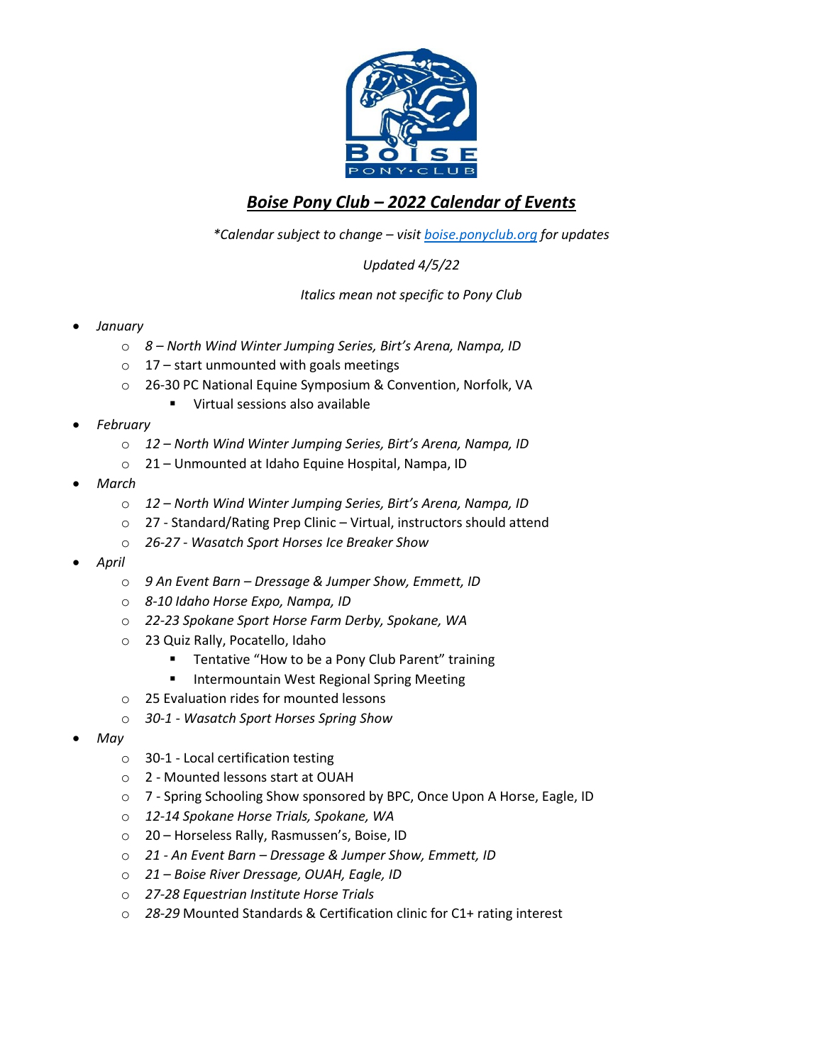# ***Boise Pony Club – 2022 Calendar of Events***

*\*Calendar subject to change – visit [boise.ponyclub.org](boise.ponyclub.org) for updates*

*Updated 4/5/22*

*Italics mean not specific to Pony Club*

- *January*
  - *8 – North Wind Winter Jumping Series, Birt's Arena, Nampa, ID*
  - 17 – start unmounted with goals meetings
  - 26-30 PC National Equine Symposium & Convention, Norfolk, VA
    - Virtual sessions also available
- *February*
  - *12 – North Wind Winter Jumping Series, Birt's Arena, Nampa, ID*
  - 21 – Unmounted at Idaho Equine Hospital, Nampa, ID
- *March*
  - *12 – North Wind Winter Jumping Series, Birt's Arena, Nampa, ID*
  - 27 - Standard/Rating Prep Clinic – Virtual, instructors should attend
  - *26-27 - Wasatch Sport Horses Ice Breaker Show*
- *April*
  - *9 An Event Barn – Dressage & Jumper Show, Emmett, ID*
  - *8-10 Idaho Horse Expo, Nampa, ID*
  - *22-23 Spokane Sport Horse Farm Derby, Spokane, WA*
  - 23 Quiz Rally, Pocatello, Idaho
    - Tentative "How to be a Pony Club Parent" training
    - Intermountain West Regional Spring Meeting
  - 25 Evaluation rides for mounted lessons
  - *30-1 - Wasatch Sport Horses Spring Show*
- *May*
  - 30-1 - Local certification testing
  - 2 - Mounted lessons start at OUAH
  - 7 - Spring Schooling Show sponsored by BPC, Once Upon A Horse, Eagle, ID
  - *12-14 Spokane Horse Trials, Spokane, WA*
  - 20 – Horseless Rally, Rasmussen's, Boise, ID
  - *21 - An Event Barn – Dressage & Jumper Show, Emmett, ID*
  - *21 – Boise River Dressage, OUAH, Eagle, ID*
  - *27-28 Equestrian Institute Horse Trials*
  - *28-29* Mounted Standards & Certification clinic for C1+ rating interest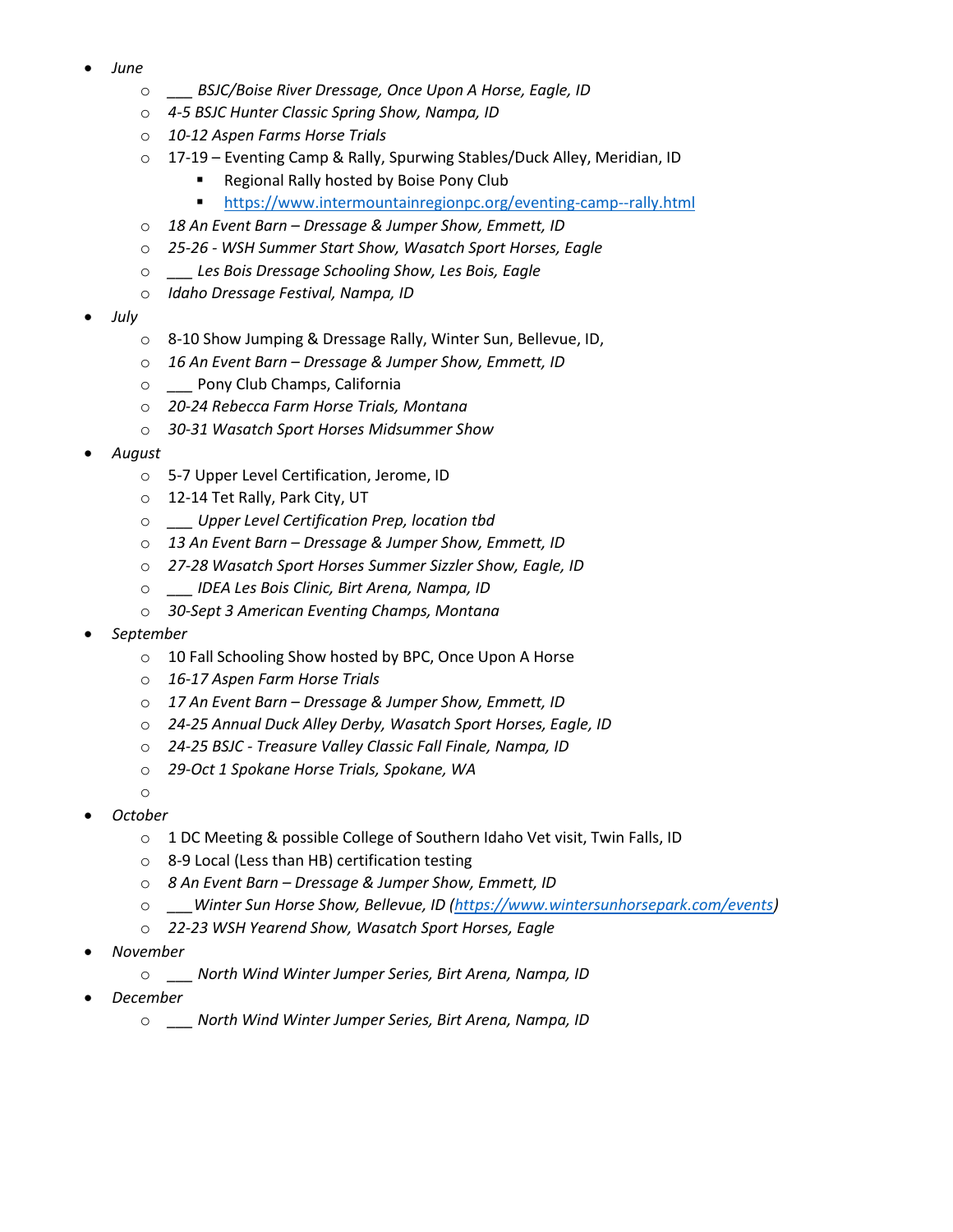- *June*
  - *\_\_\_ BSJC/Boise River Dressage, Once Upon A Horse, Eagle, ID*
  - *4-5 BSJC Hunter Classic Spring Show, Nampa, ID*
  - *10-12 Aspen Farms Horse Trials*
  - 17-19 – Eventing Camp & Rally, Spurwing Stables/Duck Alley, Meridian, ID
    - Regional Rally hosted by Boise Pony Club
    - https://www.intermountainregionpc.org/eventing-camp--rally.html
  - *18 An Event Barn – Dressage & Jumper Show, Emmett, ID*
  - *25-26 - WSH Summer Start Show, Wasatch Sport Horses, Eagle*
  - *\_\_\_ Les Bois Dressage Schooling Show, Les Bois, Eagle*
  - *Idaho Dressage Festival, Nampa, ID*
- *July*
  - 8-10 Show Jumping & Dressage Rally, Winter Sun, Bellevue, ID,
  - *16 An Event Barn – Dressage & Jumper Show, Emmett, ID*
  - \_\_\_ Pony Club Champs, California
  - *20-24 Rebecca Farm Horse Trials, Montana*
  - *30-31 Wasatch Sport Horses Midsummer Show*
- *August*
  - 5-7 Upper Level Certification, Jerome, ID
  - 12-14 Tet Rally, Park City, UT
  - *\_\_\_ Upper Level Certification Prep, location tbd*
  - *13 An Event Barn – Dressage & Jumper Show, Emmett, ID*
  - *27-28 Wasatch Sport Horses Summer Sizzler Show, Eagle, ID*
  - *\_\_\_ IDEA Les Bois Clinic, Birt Arena, Nampa, ID*
  - *30-Sept 3 American Eventing Champs, Montana*
- *September*
  - 10 Fall Schooling Show hosted by BPC, Once Upon A Horse
  - *16-17 Aspen Farm Horse Trials*
  - *17 An Event Barn – Dressage & Jumper Show, Emmett, ID*
  - *24-25 Annual Duck Alley Derby, Wasatch Sport Horses, Eagle, ID*
  - *24-25 BSJC - Treasure Valley Classic Fall Finale, Nampa, ID*
  - *29-Oct 1 Spokane Horse Trials, Spokane, WA*
  - 
- *October*
  - 1 DC Meeting & possible College of Southern Idaho Vet visit, Twin Falls, ID
  - 8-9 Local (Less than HB) certification testing
  - *8 An Event Barn – Dressage & Jumper Show, Emmett, ID*
  - *\_\_\_Winter Sun Horse Show, Bellevue, ID (https://www.wintersunhorsepark.com/events)*
  - *22-23 WSH Yearend Show, Wasatch Sport Horses, Eagle*
- *November*
  - *\_\_\_ North Wind Winter Jumper Series, Birt Arena, Nampa, ID*
- *December*
  - *\_\_\_ North Wind Winter Jumper Series, Birt Arena, Nampa, ID*